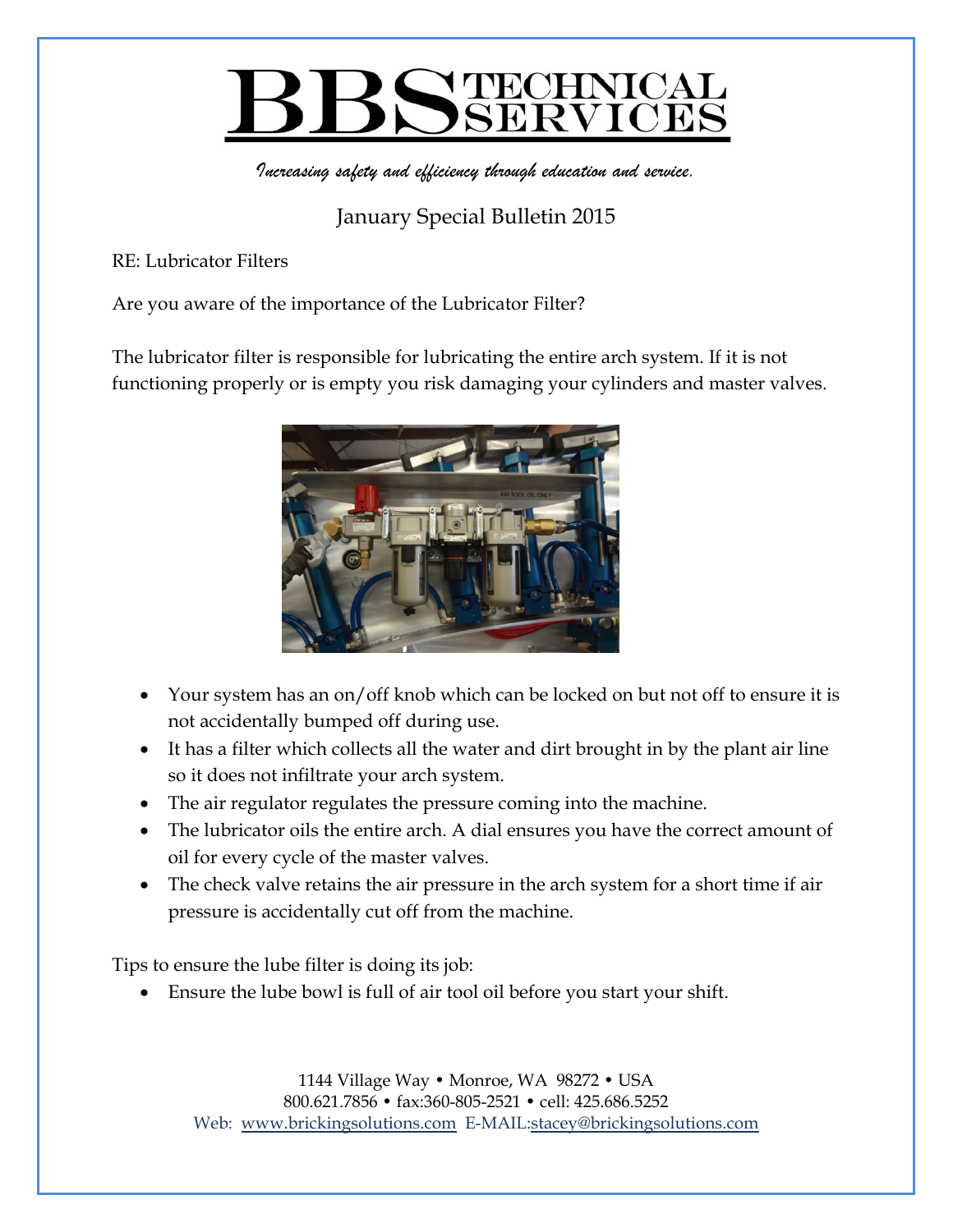# BBS TECHNICAL SERVICES

*Increasing safety and efficiency through education and service.*

## January Special Bulletin 2015

RE: Lubricator Filters

Are you aware of the importance of the Lubricator Filter?

The lubricator filter is responsible for lubricating the entire arch system. If it is not functioning properly or is empty you risk damaging your cylinders and master valves.

- Your system has an on/off knob which can be locked on but not off to ensure it is not accidentally bumped off during use.
- It has a filter which collects all the water and dirt brought in by the plant air line so it does not infiltrate your arch system.
- The air regulator regulates the pressure coming into the machine.
- The lubricator oils the entire arch. A dial ensures you have the correct amount of oil for every cycle of the master valves.
- The check valve retains the air pressure in the arch system for a short time if air pressure is accidentally cut off from the machine.

Tips to ensure the lube filter is doing its job:

- Ensure the lube bowl is full of air tool oil before you start your shift.

1144 Village Way • Monroe, WA 98272 • USA
800.621.7856 • fax:360-805-2521 • cell: 425.686.5252
Web: www.brickingsolutions.com E-MAIL:stacey@brickingsolutions.com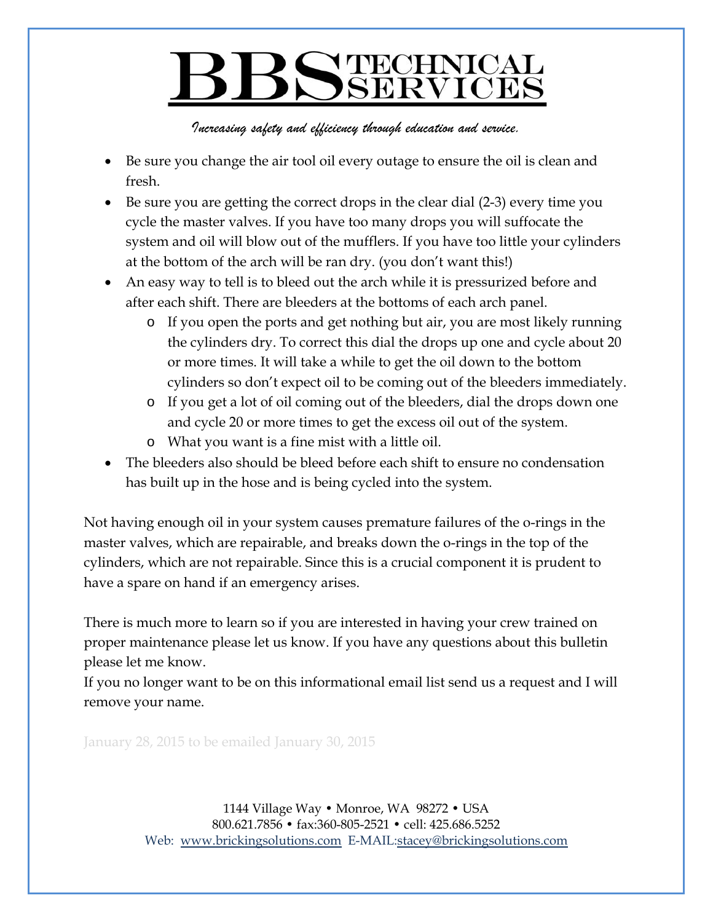# BBS TECHNICAL SERVICES

*Increasing safety and efficiency through education and service.*

- Be sure you change the air tool oil every outage to ensure the oil is clean and fresh.
- Be sure you are getting the correct drops in the clear dial (2-3) every time you cycle the master valves. If you have too many drops you will suffocate the system and oil will blow out of the mufflers. If you have too little your cylinders at the bottom of the arch will be ran dry. (you don't want this!)
- An easy way to tell is to bleed out the arch while it is pressurized before and after each shift. There are bleeders at the bottoms of each arch panel.
  - If you open the ports and get nothing but air, you are most likely running the cylinders dry. To correct this dial the drops up one and cycle about 20 or more times. It will take a while to get the oil down to the bottom cylinders so don't expect oil to be coming out of the bleeders immediately.
  - If you get a lot of oil coming out of the bleeders, dial the drops down one and cycle 20 or more times to get the excess oil out of the system.
  - What you want is a fine mist with a little oil.
- The bleeders also should be bleed before each shift to ensure no condensation has built up in the hose and is being cycled into the system.

Not having enough oil in your system causes premature failures of the o-rings in the master valves, which are repairable, and breaks down the o-rings in the top of the cylinders, which are not repairable. Since this is a crucial component it is prudent to have a spare on hand if an emergency arises.

There is much more to learn so if you are interested in having your crew trained on proper maintenance please let us know. If you have any questions about this bulletin please let me know.
If you no longer want to be on this informational email list send us a request and I will remove your name.

January 28, 2015 to be emailed January 30, 2015

1144 Village Way • Monroe, WA 98272 • USA
800.621.7856 • fax:360-805-2521 • cell: 425.686.5252
Web: www.brickingsolutions.com E-MAIL:stacey@brickingsolutions.com